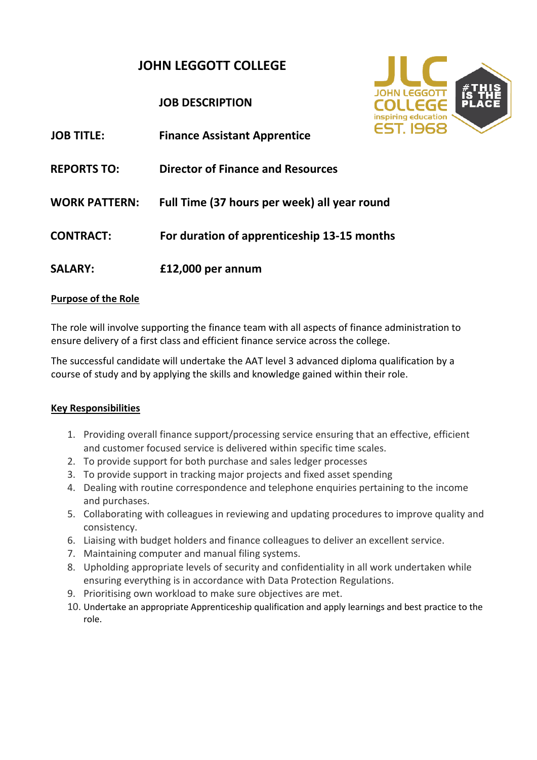# JOHN LEGGOTT COLLEGE

## JOB DESCRIPTION

**JOB TITLE:** **Finance Assistant Apprentice**

**REPORTS TO:** **Director of Finance and Resources**

**WORK PATTERN:** **Full Time (37 hours per week) all year round**

**CONTRACT:** **For duration of apprenticeship 13-15 months**

**SALARY:** **£12,000 per annum**

### Purpose of the Role

The role will involve supporting the finance team with all aspects of finance administration to ensure delivery of a first class and efficient finance service across the college.

The successful candidate will undertake the AAT level 3 advanced diploma qualification by a course of study and by applying the skills and knowledge gained within their role.

### Key Responsibilities

1. Providing overall finance support/processing service ensuring that an effective, efficient and customer focused service is delivered within specific time scales.
2. To provide support for both purchase and sales ledger processes
3. To provide support in tracking major projects and fixed asset spending
4. Dealing with routine correspondence and telephone enquiries pertaining to the income and purchases.
5. Collaborating with colleagues in reviewing and updating procedures to improve quality and consistency.
6. Liaising with budget holders and finance colleagues to deliver an excellent service.
7. Maintaining computer and manual filing systems.
8. Upholding appropriate levels of security and confidentiality in all work undertaken while ensuring everything is in accordance with Data Protection Regulations.
9. Prioritising own workload to make sure objectives are met.
10. Undertake an appropriate Apprenticeship qualification and apply learnings and best practice to the role.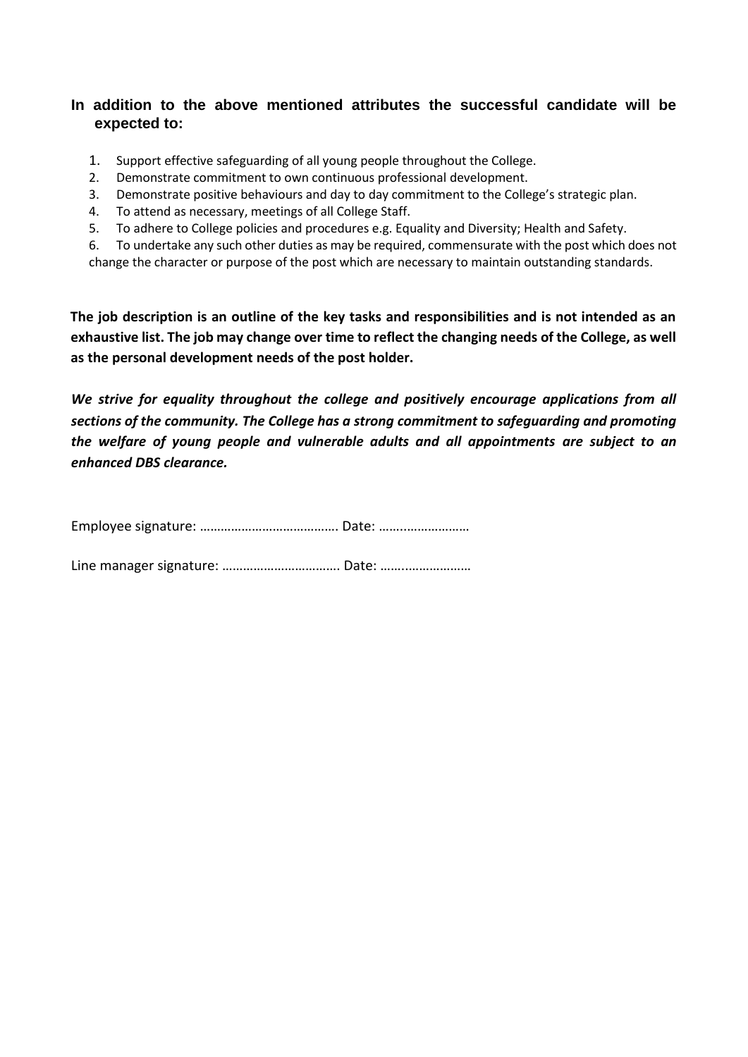### In addition to the above mentioned attributes the successful candidate will be expected to:

1. Support effective safeguarding of all young people throughout the College.
2. Demonstrate commitment to own continuous professional development.
3. Demonstrate positive behaviours and day to day commitment to the College's strategic plan.
4. To attend as necessary, meetings of all College Staff.
5. To adhere to College policies and procedures e.g. Equality and Diversity; Health and Safety.
6. To undertake any such other duties as may be required, commensurate with the post which does not change the character or purpose of the post which are necessary to maintain outstanding standards.

**The job description is an outline of the key tasks and responsibilities and is not intended as an exhaustive list. The job may change over time to reflect the changing needs of the College, as well as the personal development needs of the post holder.**

***We strive for equality throughout the college and positively encourage applications from all sections of the community. The College has a strong commitment to safeguarding and promoting the welfare of young people and vulnerable adults and all appointments are subject to an enhanced DBS clearance.***

Employee signature: …………………………………. Date: ……..………………

Line manager signature: ……………………………. Date: ……..………………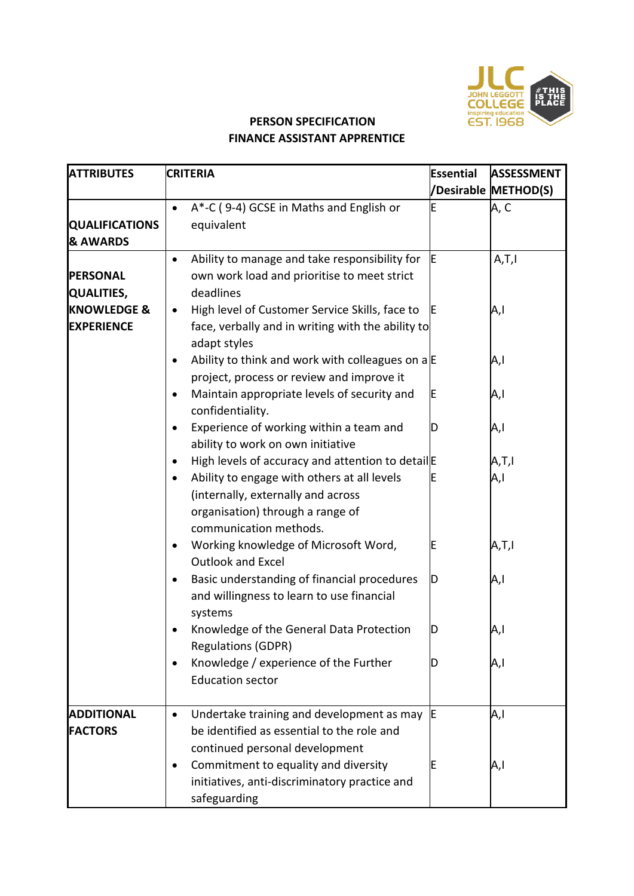**PERSON SPECIFICATION**
**FINANCE ASSISTANT APPRENTICE**

| ATTRIBUTES | CRITERIA | Essential /Desirable | ASSESSMENT METHOD(S) |
|---|---|---|---|
| **QUALIFICATIONS & AWARDS** | • A*-C ( 9-4) GCSE in Maths and English or equivalent | E | A, C |
| **PERSONAL QUALITIES, KNOWLEDGE & EXPERIENCE** | • Ability to manage and take responsibility for own work load and prioritise to meet strict deadlines | E | A,T,I |
| | • High level of Customer Service Skills, face to face, verbally and in writing with the ability to adapt styles | E | A,I |
| | • Ability to think and work with colleagues on a project, process or review and improve it | E | A,I |
| | • Maintain appropriate levels of security and confidentiality. | E | A,I |
| | • Experience of working within a team and ability to work on own initiative | D | A,I |
| | • High levels of accuracy and attention to detail | E | A,T,I |
| | • Ability to engage with others at all levels (internally, externally and across organisation) through a range of communication methods. | E | A,I |
| | • Working knowledge of Microsoft Word, Outlook and Excel | E | A,T,I |
| | • Basic understanding of financial procedures and willingness to learn to use financial systems | D | A,I |
| | • Knowledge of the General Data Protection Regulations (GDPR) | D | A,I |
| | • Knowledge / experience of the Further Education sector | D | A,I |
| **ADDITIONAL FACTORS** | • Undertake training and development as may be identified as essential to the role and continued personal development | E | A,I |
| | • Commitment to equality and diversity initiatives, anti-discriminatory practice and safeguarding | E | A,I |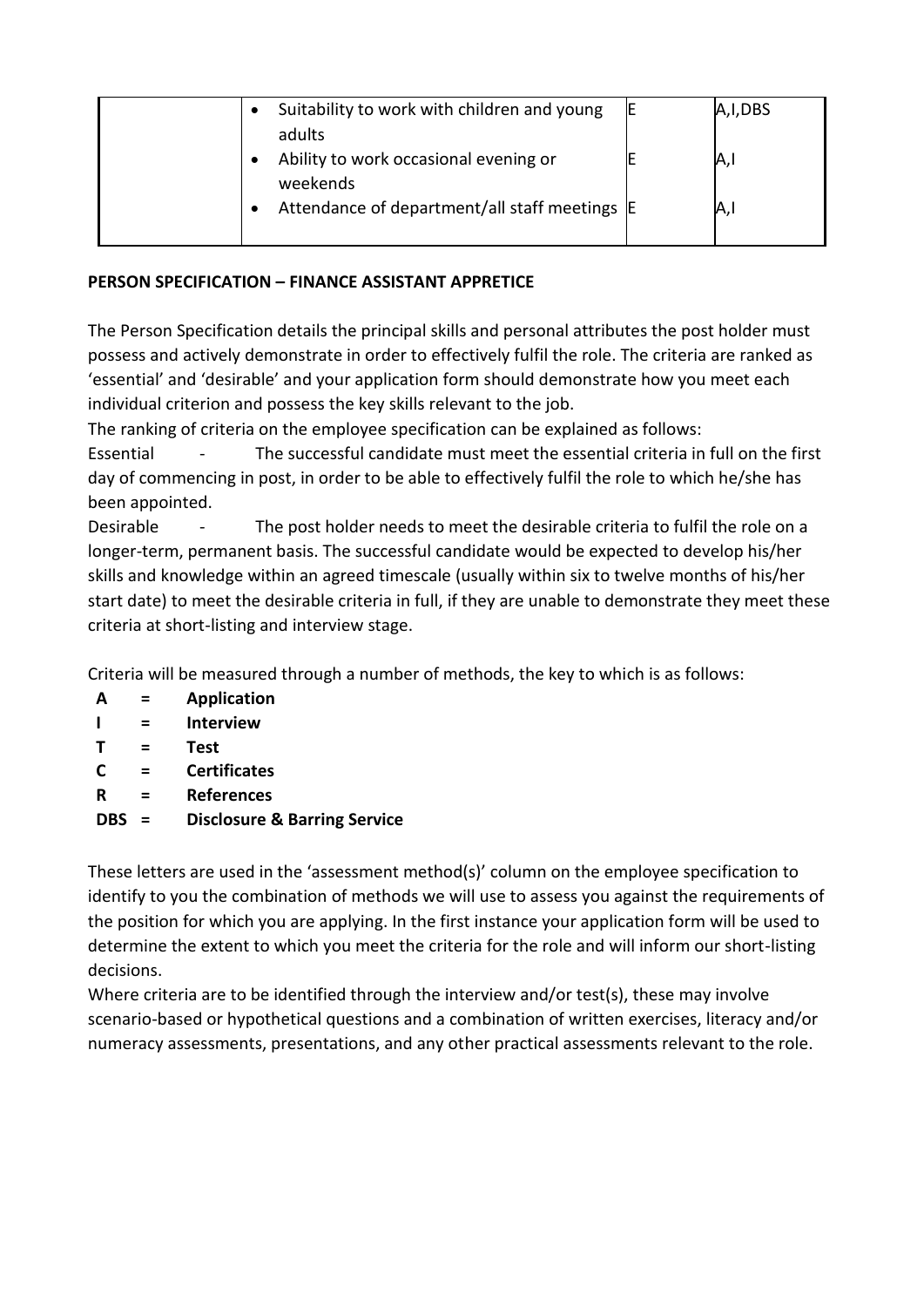| | | | |
|---|---|---|---|
| | • Suitability to work with children and young adults<br>• Ability to work occasional evening or weekends<br>• Attendance of department/all staff meetings | E<br>E<br>E | A,I,DBS<br>A,I<br>A,I |

**PERSON SPECIFICATION – FINANCE ASSISTANT APPRETICE**

The Person Specification details the principal skills and personal attributes the post holder must possess and actively demonstrate in order to effectively fulfil the role. The criteria are ranked as 'essential' and 'desirable' and your application form should demonstrate how you meet each individual criterion and possess the key skills relevant to the job.

The ranking of criteria on the employee specification can be explained as follows:

Essential - The successful candidate must meet the essential criteria in full on the first day of commencing in post, in order to be able to effectively fulfil the role to which he/she has been appointed.

Desirable - The post holder needs to meet the desirable criteria to fulfil the role on a longer-term, permanent basis. The successful candidate would be expected to develop his/her skills and knowledge within an agreed timescale (usually within six to twelve months of his/her start date) to meet the desirable criteria in full, if they are unable to demonstrate they meet these criteria at short-listing and interview stage.

Criteria will be measured through a number of methods, the key to which is as follows:

**A = Application**
**I = Interview**
**T = Test**
**C = Certificates**
**R = References**
**DBS = Disclosure & Barring Service**

These letters are used in the 'assessment method(s)' column on the employee specification to identify to you the combination of methods we will use to assess you against the requirements of the position for which you are applying. In the first instance your application form will be used to determine the extent to which you meet the criteria for the role and will inform our short-listing decisions.

Where criteria are to be identified through the interview and/or test(s), these may involve scenario-based or hypothetical questions and a combination of written exercises, literacy and/or numeracy assessments, presentations, and any other practical assessments relevant to the role.